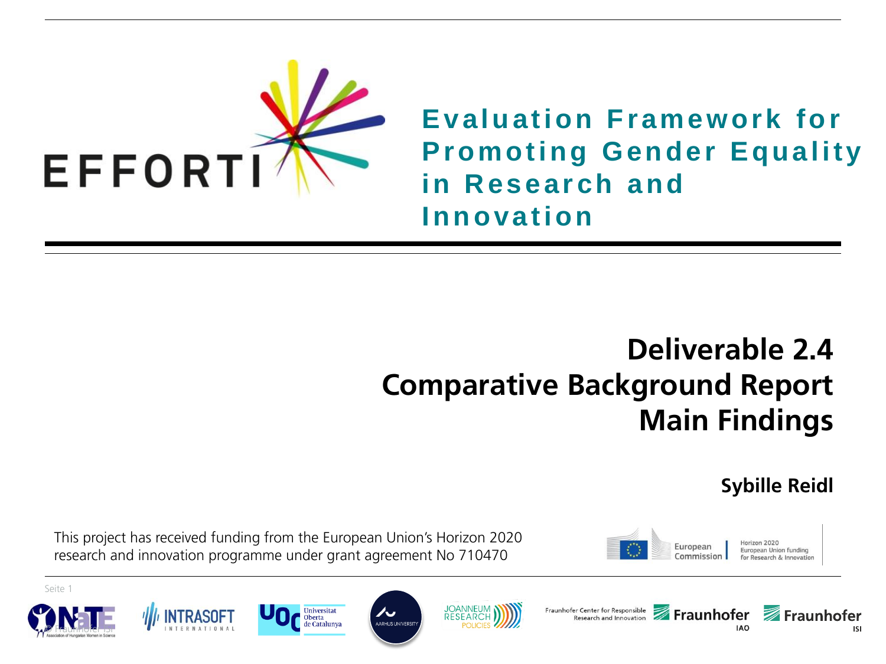EFFORTI

**Evaluation Framework for Promoting Gender Equality in Research and Innovation**

# Deliverable 2.4
# Comparative Background Report
# Main Findings

**Sybille Reidl**

This project has received funding from the European Union's Horizon 2020 research and innovation programme under grant agreement No 710470

European Commission | Horizon 2020 European Union funding for Research & Innovation

© Fraunhofer ISI

Fraunhofer Center for Responsible Research and Innovation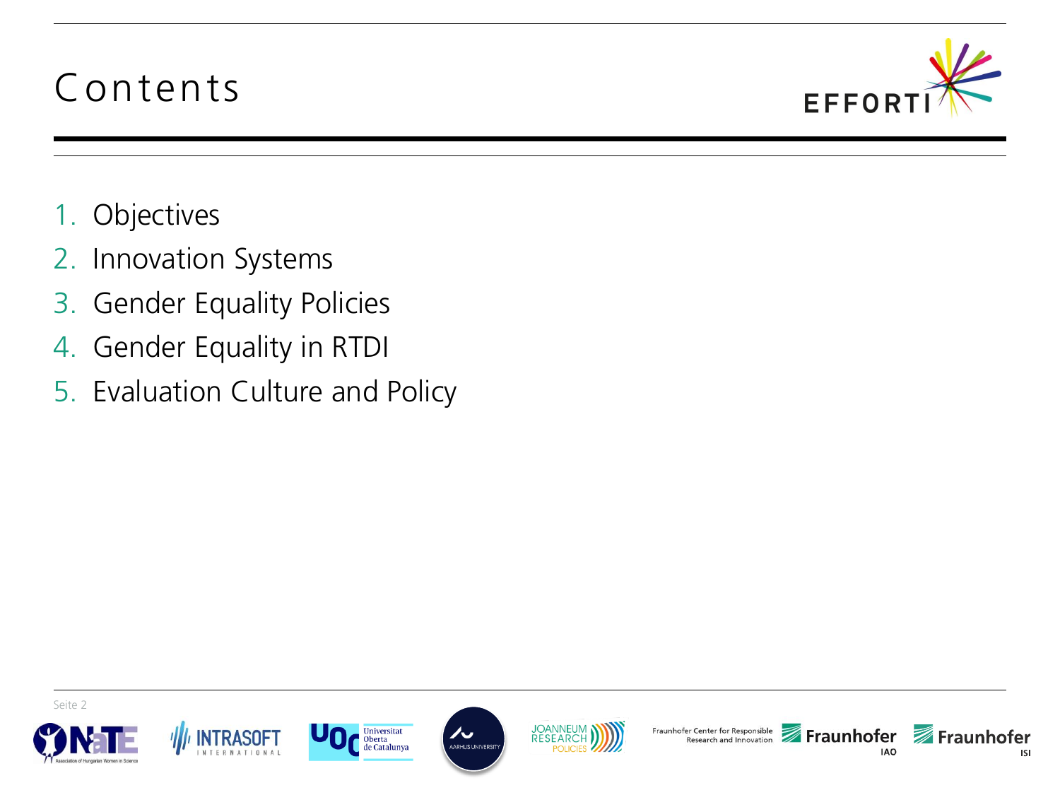# Contents

1. Objectives
2. Innovation Systems
3. Gender Equality Policies
4. Gender Equality in RTDI
5. Evaluation Culture and Policy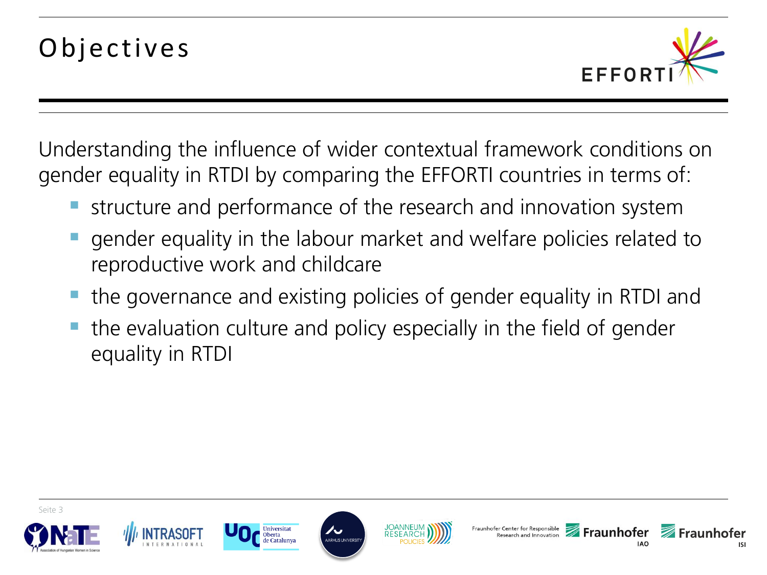# Objectives

Understanding the influence of wider contextual framework conditions on gender equality in RTDI by comparing the EFFORTI countries in terms of:

- structure and performance of the research and innovation system
- gender equality in the labour market and welfare policies related to reproductive work and childcare
- the governance and existing policies of gender equality in RTDI and
- the evaluation culture and policy especially in the field of gender equality in RTDI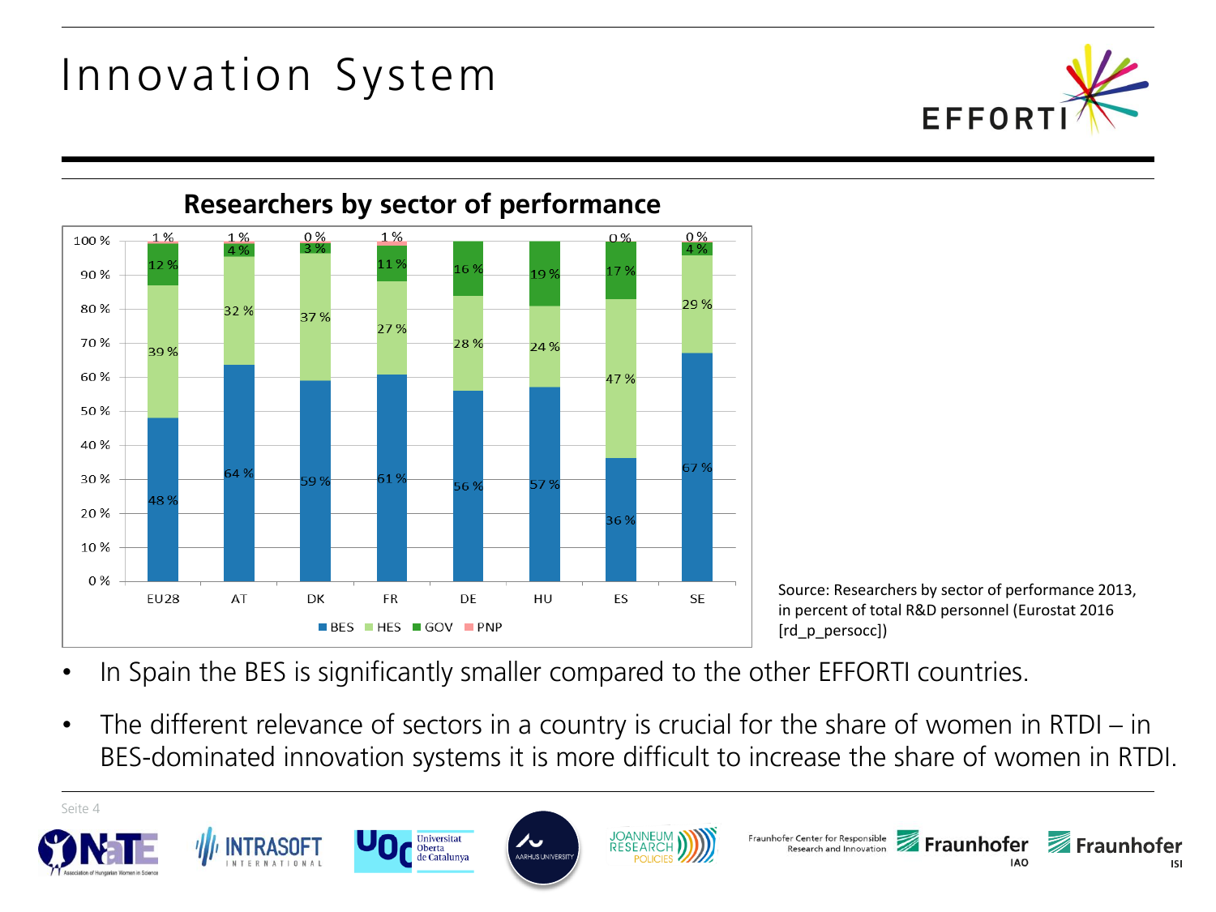# Innovation System

## Researchers by sector of performance

| | EU28 | AT | DK | FR | DE | HU | ES | SE |
|---|---|---|---|---|---|---|---|---|
| BES | 48 % | 64 % | 59 % | 61 % | 56 % | 57 % | 36 % | 67 % |
| HES | 39 % | 32 % | 37 % | 27 % | 28 % | 24 % | 47 % | 29 % |
| GOV | 12 % | 4 % | 3 % | 11 % | 16 % | 19 % | 17 % | 4 % |
| PNP | 1 % | 1 % | 0 % | 1 % | | | 0 % | 0 % |

Source: Researchers by sector of performance 2013, in percent of total R&D personnel (Eurostat 2016 [rd_p_persocc])

- In Spain the BES is significantly smaller compared to the other EFFORTI countries.
- The different relevance of sectors in a country is crucial for the share of women in RTDI – in BES-dominated innovation systems it is more difficult to increase the share of women in RTDI.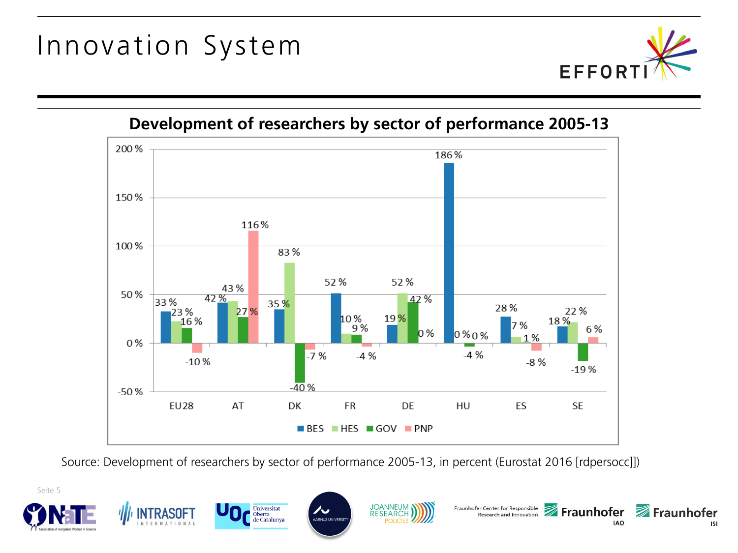# Innovation System

**Development of researchers by sector of performance 2005-13**

| | BES | HES | GOV | PNP |
|---|---|---|---|---|
| EU28 | 33 % | 23 % | 16 % | -10 % |
| AT | 42 % | 43 % | 27 % | 116 % |
| DK | 35 % | 83 % | -40 % | -7 % |
| FR | 52 % | 10 % | 9 % | -4 % |
| DE | 19 % | 52 % | 42 % | 0 % |
| HU | 186 % | 0 % | -4 % | 0 % |
| ES | 28 % | 7 % | 1 % | -8 % |
| SE | 18 % | 22 % | -19 % | 6 % |

Source: Development of researchers by sector of performance 2005-13, in percent (Eurostat 2016 [rdpersocc])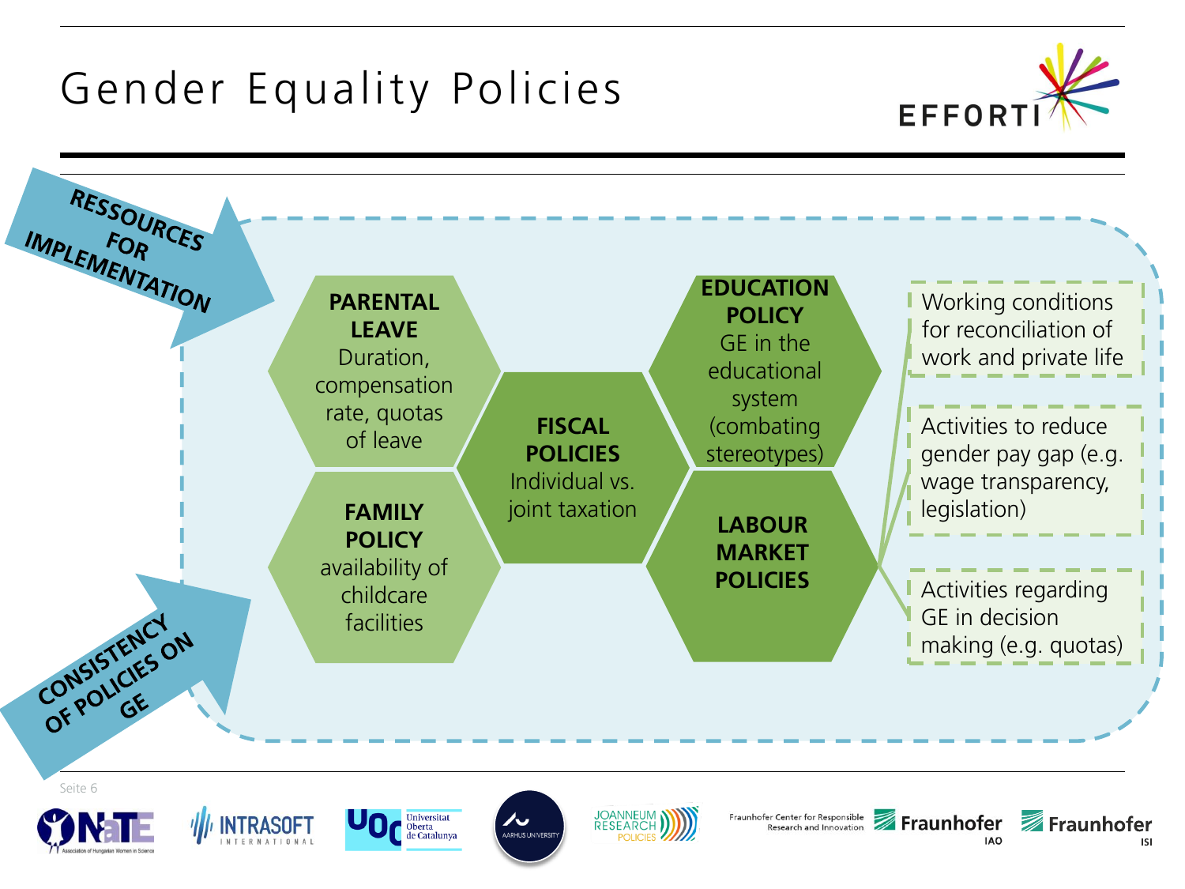# Gender Equality Policies

RESSOURCES FOR IMPLEMENTATION

CONSISTENCY OF POLICIES ON GE

**PARENTAL LEAVE**
Duration, compensation rate, quotas of leave

**FAMILY POLICY**
availability of childcare facilities

**FISCAL POLICIES**
Individual vs. joint taxation

**EDUCATION POLICY**
GE in the educational system (combating stereotypes)

**LABOUR MARKET POLICIES**

- Working conditions for reconciliation of work and private life
- Activities to reduce gender pay gap (e.g. wage transparency, legislation)
- Activities regarding GE in decision making (e.g. quotas)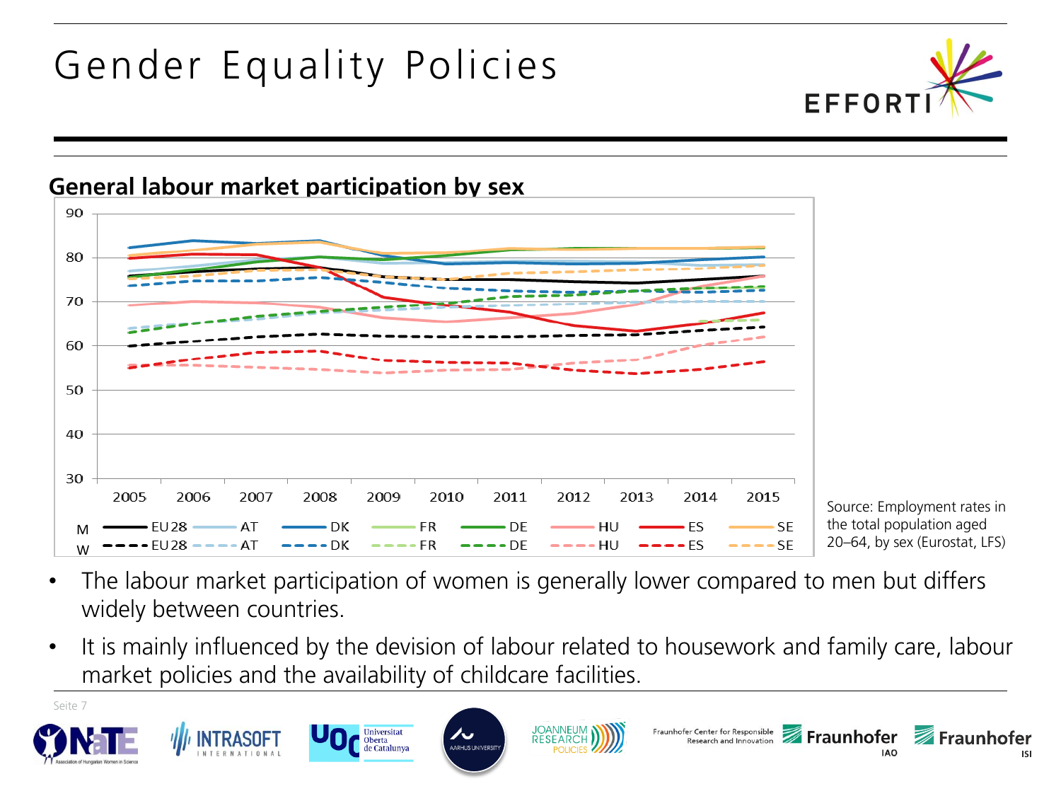# Gender Equality Policies

## General labour market participation by sex

Source: Employment rates in the total population aged 20–64, by sex (Eurostat, LFS)

- The labour market participation of women is generally lower compared to men but differs widely between countries.
- It is mainly influenced by the devision of labour related to housework and family care, labour market policies and the availability of childcare facilities.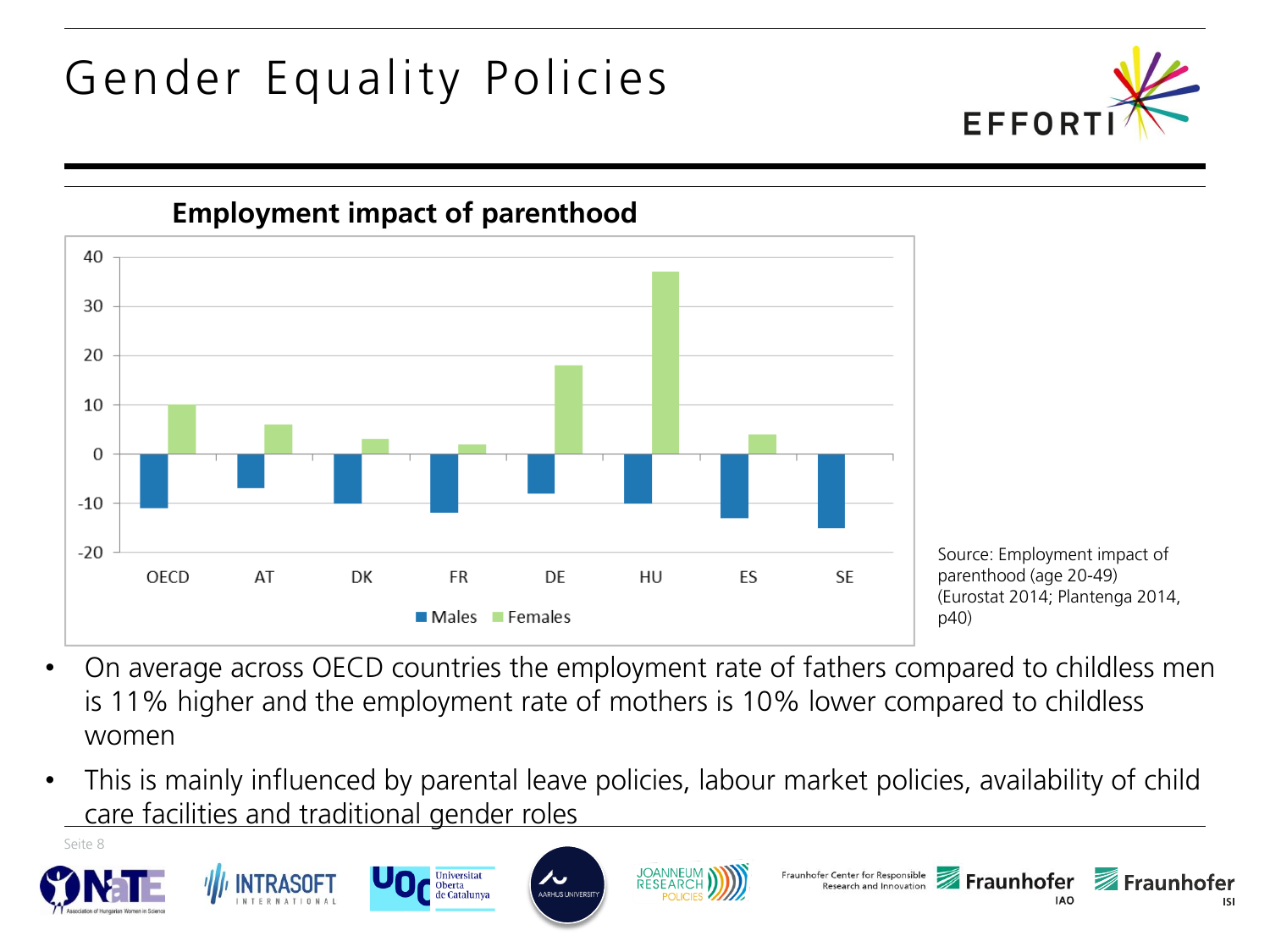# Gender Equality Policies

**Employment impact of parenthood**

Source: Employment impact of parenthood (age 20-49) (Eurostat 2014; Plantenga 2014, p40)

- On average across OECD countries the employment rate of fathers compared to childless men is 11% higher and the employment rate of mothers is 10% lower compared to childless women
- This is mainly influenced by parental leave policies, labour market policies, availability of child care facilities and traditional gender roles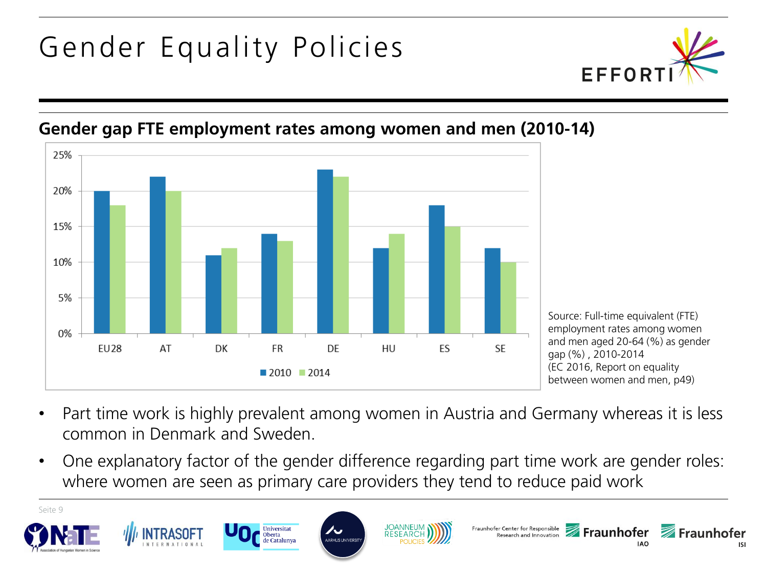# Gender Equality Policies

## Gender gap FTE employment rates among women and men (2010-14)

| | EU28 | AT | DK | FR | DE | HU | ES | SE |
|---|---|---|---|---|---|---|---|---|
| 2010 | 20% | 22% | 11% | 14% | 23% | 12% | 18% | 12% |
| 2014 | 18% | 20% | 12% | 13% | 22% | 14% | 15% | 10% |

Source: Full-time equivalent (FTE) employment rates among women and men aged 20-64 (%) as gender gap (%), 2010-2014 (EC 2016, Report on equality between women and men, p49)

- Part time work is highly prevalent among women in Austria and Germany whereas it is less common in Denmark and Sweden.
- One explanatory factor of the gender difference regarding part time work are gender roles: where women are seen as primary care providers they tend to reduce paid work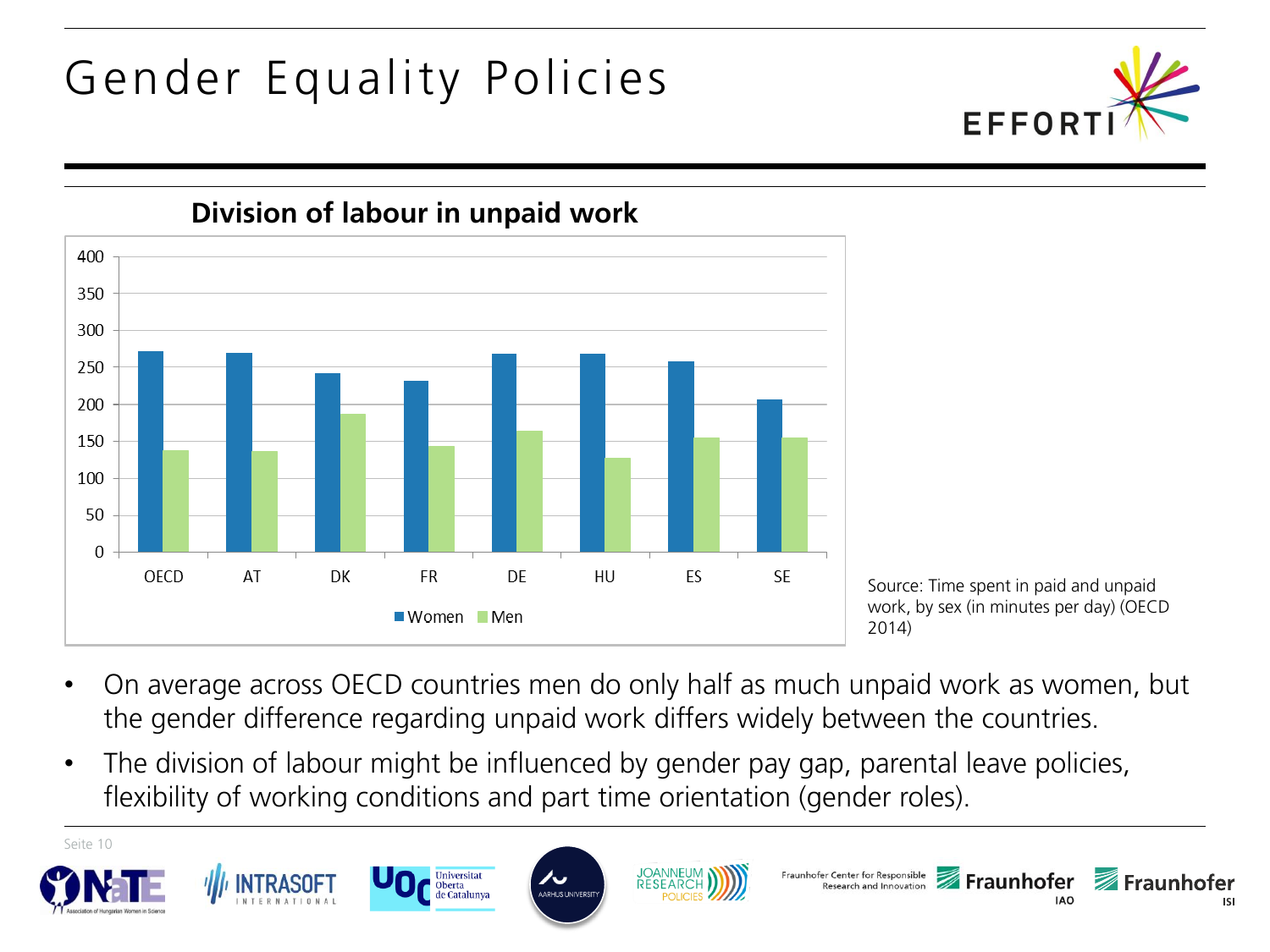# Gender Equality Policies

## Division of labour in unpaid work

Source: Time spent in paid and unpaid work, by sex (in minutes per day) (OECD 2014)

- On average across OECD countries men do only half as much unpaid work as women, but the gender difference regarding unpaid work differs widely between the countries.
- The division of labour might be influenced by gender pay gap, parental leave policies, flexibility of working conditions and part time orientation (gender roles).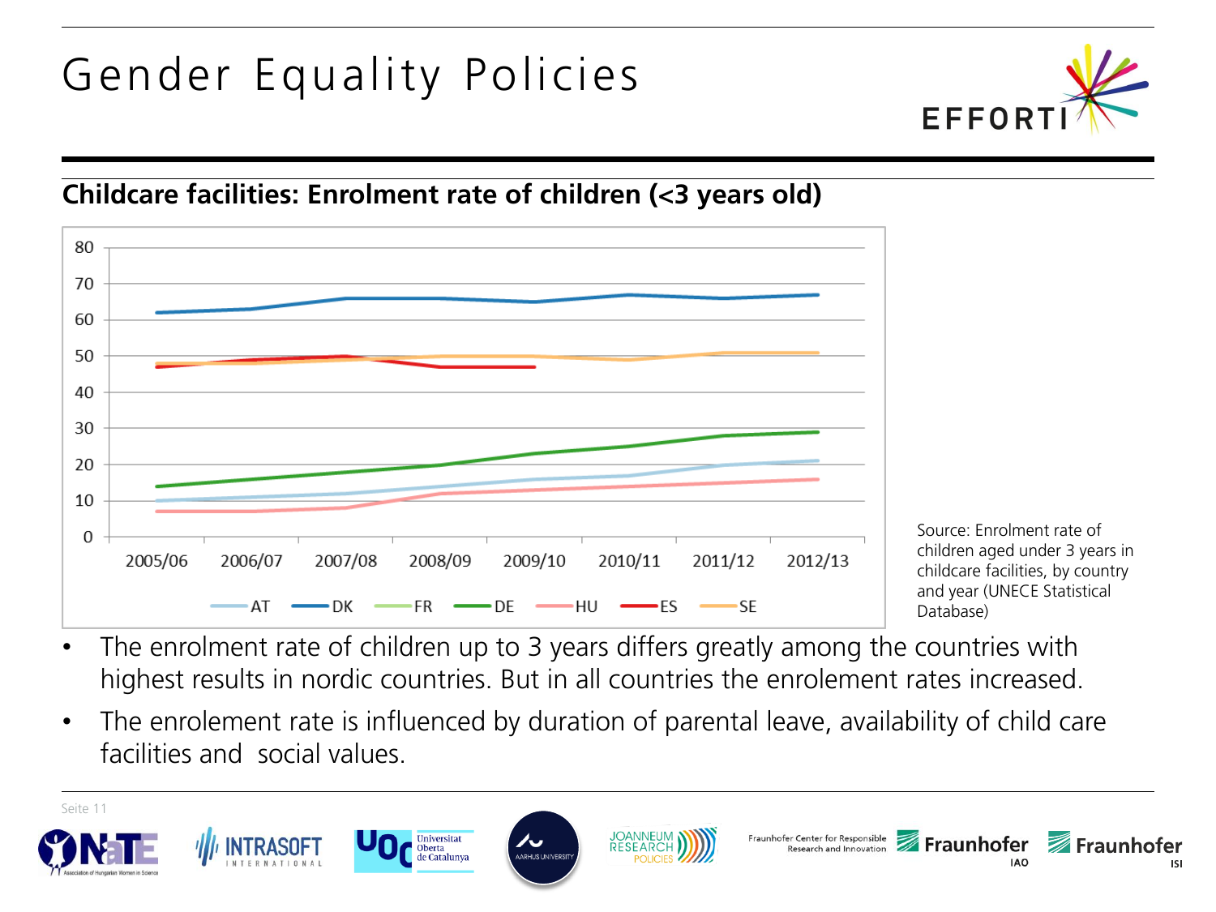# Gender Equality Policies

## Childcare facilities: Enrolment rate of children (<3 years old)

Source: Enrolment rate of children aged under 3 years in childcare facilities, by country and year (UNECE Statistical Database)

- The enrolment rate of children up to 3 years differs greatly among the countries with highest results in nordic countries. But in all countries the enrolement rates increased.
- The enrolement rate is influenced by duration of parental leave, availability of child care facilities and social values.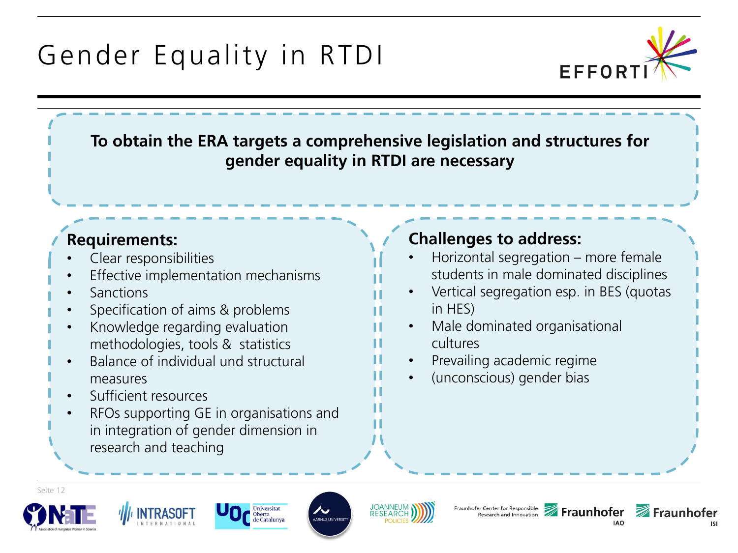# Gender Equality in RTDI

**To obtain the ERA targets a comprehensive legislation and structures for gender equality in RTDI are necessary**

**Requirements:**

- Clear responsibilities
- Effective implementation mechanisms
- Sanctions
- Specification of aims & problems
- Knowledge regarding evaluation methodologies, tools & statistics
- Balance of individual und structural measures
- Sufficient resources
- RFOs supporting GE in organisations and in integration of gender dimension in research and teaching

**Challenges to address:**

- Horizontal segregation – more female students in male dominated disciplines
- Vertical segregation esp. in BES (quotas in HES)
- Male dominated organisational cultures
- Prevailing academic regime
- (unconscious) gender bias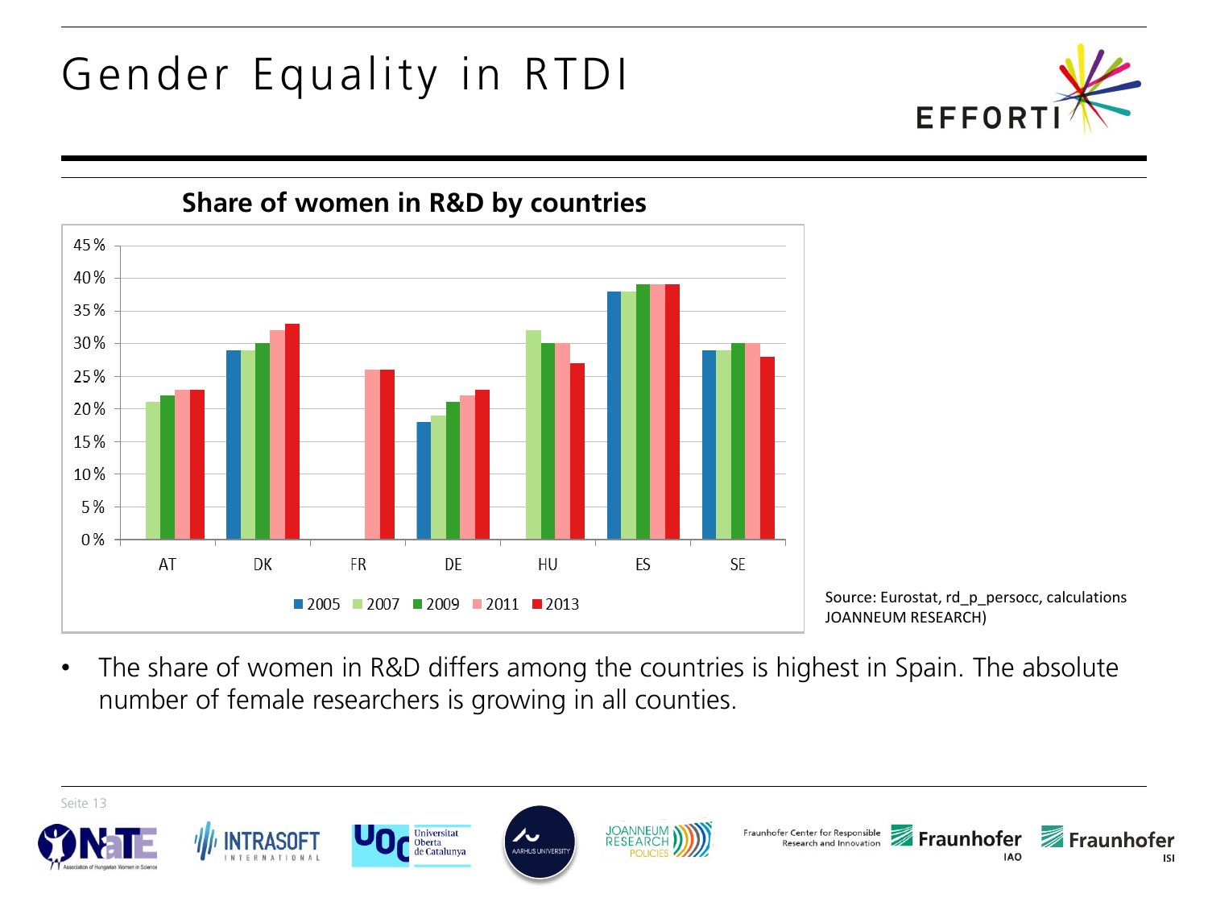# Gender Equality in RTDI

## Share of women in R&D by countries

| | 2005 | 2007 | 2009 | 2011 | 2013 |
|---|---|---|---|---|---|
| AT | | 21 % | 22 % | 23 % | 23 % |
| DK | 29 % | 29 % | 30 % | 32 % | 33 % |
| FR | | | | 26 % | 26 % |
| DE | 18 % | 19 % | 21 % | 22 % | 23 % |
| HU | | 32 % | 30 % | 30 % | 27 % |
| ES | 38 % | 38 % | 39 % | 39 % | 39 % |
| SE | 29 % | 29 % | 30 % | 30 % | 28 % |

Source: Eurostat, rd_p_persocc, calculations JOANNEUM RESEARCH)

- The share of women in R&D differs among the countries is highest in Spain. The absolute number of female researchers is growing in all counties.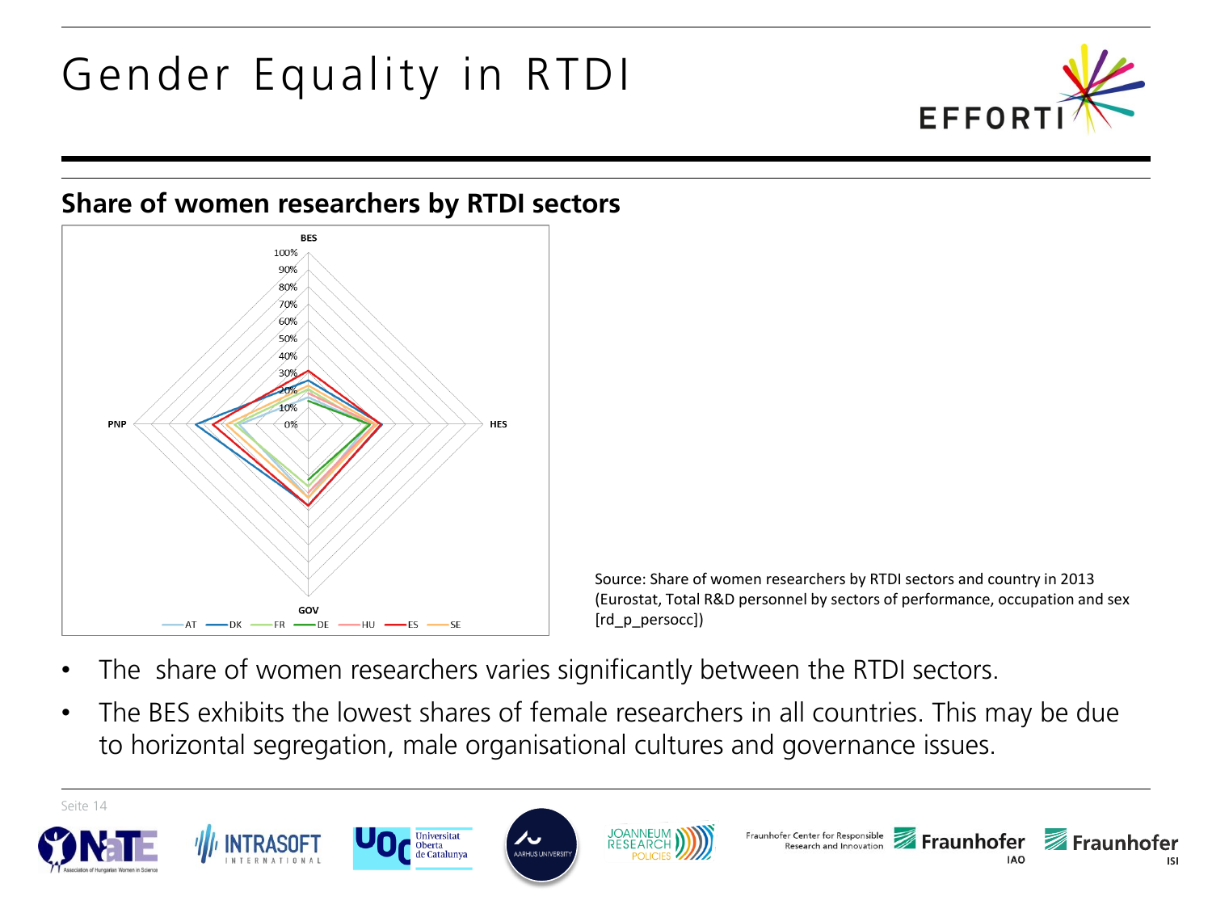# Gender Equality in RTDI

## Share of women researchers by RTDI sectors

BES

100%
90%
80%
70%
60%
50%
40%
30%
20%
10%
0%

PNP

HES

GOV

AT DK FR DE HU ES SE

Source: Share of women researchers by RTDI sectors and country in 2013 (Eurostat, Total R&D personnel by sectors of performance, occupation and sex [rd_p_persocc])

- The share of women researchers varies significantly between the RTDI sectors.
- The BES exhibits the lowest shares of female researchers in all countries. This may be due to horizontal segregation, male organisational cultures and governance issues.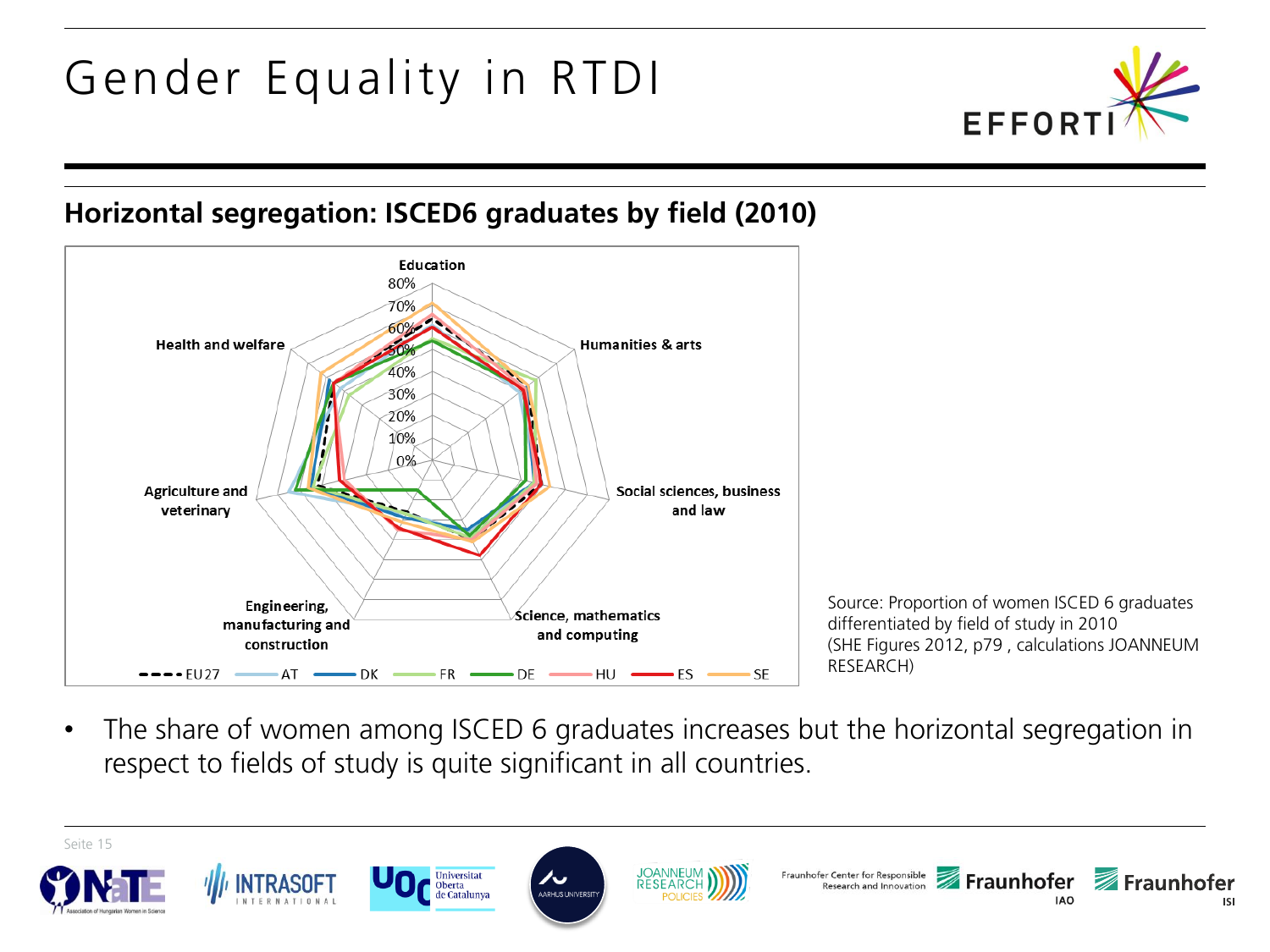# Gender Equality in RTDI

## Horizontal segregation: ISCED6 graduates by field (2010)

Education

80%
70%
60%
50%
40%
30%
20%
10%
0%

Humanities & arts

Social sciences, business and law

Science, mathematics and computing

Engineering, manufacturing and construction

Agriculture and veterinary

Health and welfare

EU27 AT DK FR DE HU ES SE

Source: Proportion of women ISCED 6 graduates differentiated by field of study in 2010 (SHE Figures 2012, p79 , calculations JOANNEUM RESEARCH)

- The share of women among ISCED 6 graduates increases but the horizontal segregation in respect to fields of study is quite significant in all countries.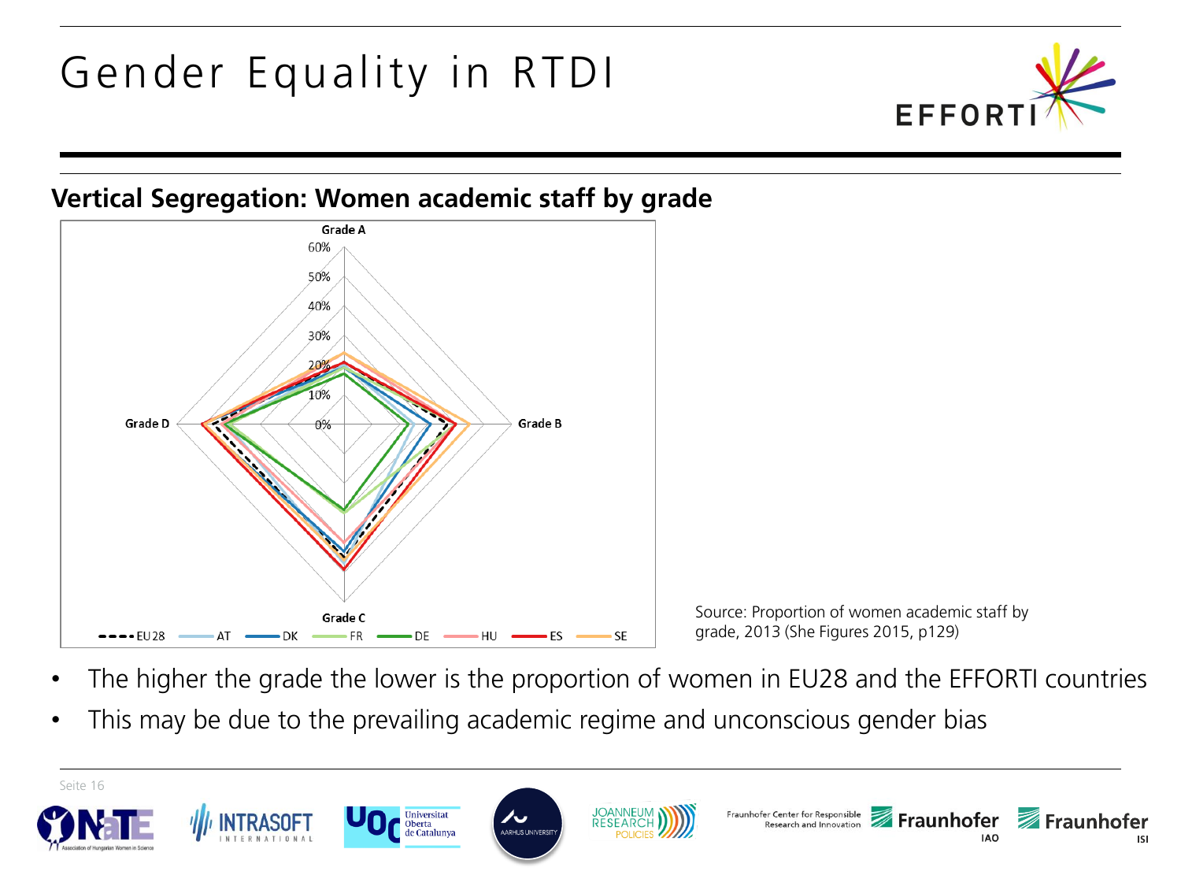# Gender Equality in RTDI

## Vertical Segregation: Women academic staff by grade

Source: Proportion of women academic staff by grade, 2013 (She Figures 2015, p129)

- The higher the grade the lower is the proportion of women in EU28 and the EFFORTI countries
- This may be due to the prevailing academic regime and unconscious gender bias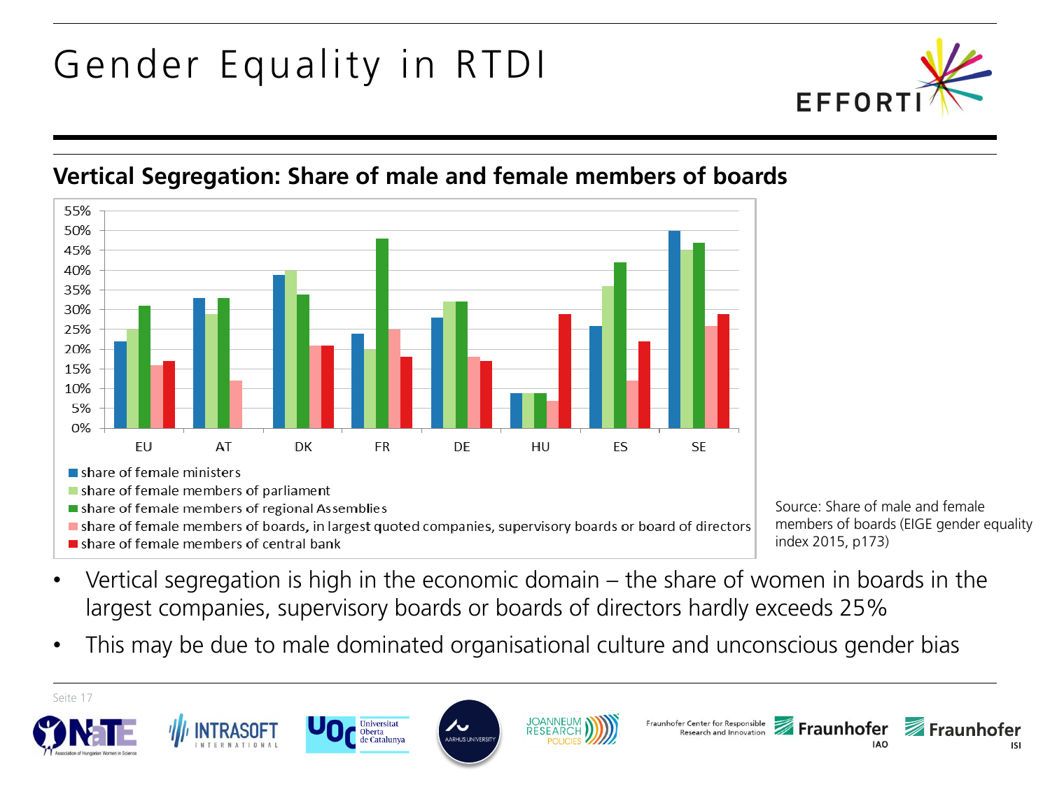# Gender Equality in RTDI

## Vertical Segregation: Share of male and female members of boards

| | share of female ministers | share of female members of parliament | share of female members of regional Assemblies | share of female members of boards, in largest quoted companies, supervisory boards or board of directors | share of female members of central bank |
|---|---|---|---|---|---|
| EU | 22% | 25% | 31% | 16% | 17% |
| AT | 33% | 29% | 33% | 12% | |
| DK | 39% | 40% | 34% | 21% | 21% |
| FR | 24% | 20% | 48% | 25% | 18% |
| DE | 28% | 32% | 32% | 18% | 17% |
| HU | 9% | 9% | 9% | 7% | 29% |
| ES | 26% | 36% | 42% | 12% | 22% |
| SE | 50% | 45% | 47% | 26% | 29% |

Source: Share of male and female members of boards (EIGE gender equality index 2015, p173)

- Vertical segregation is high in the economic domain – the share of women in boards in the largest companies, supervisory boards or boards of directors hardly exceeds 25%
- This may be due to male dominated organisational culture and unconscious gender bias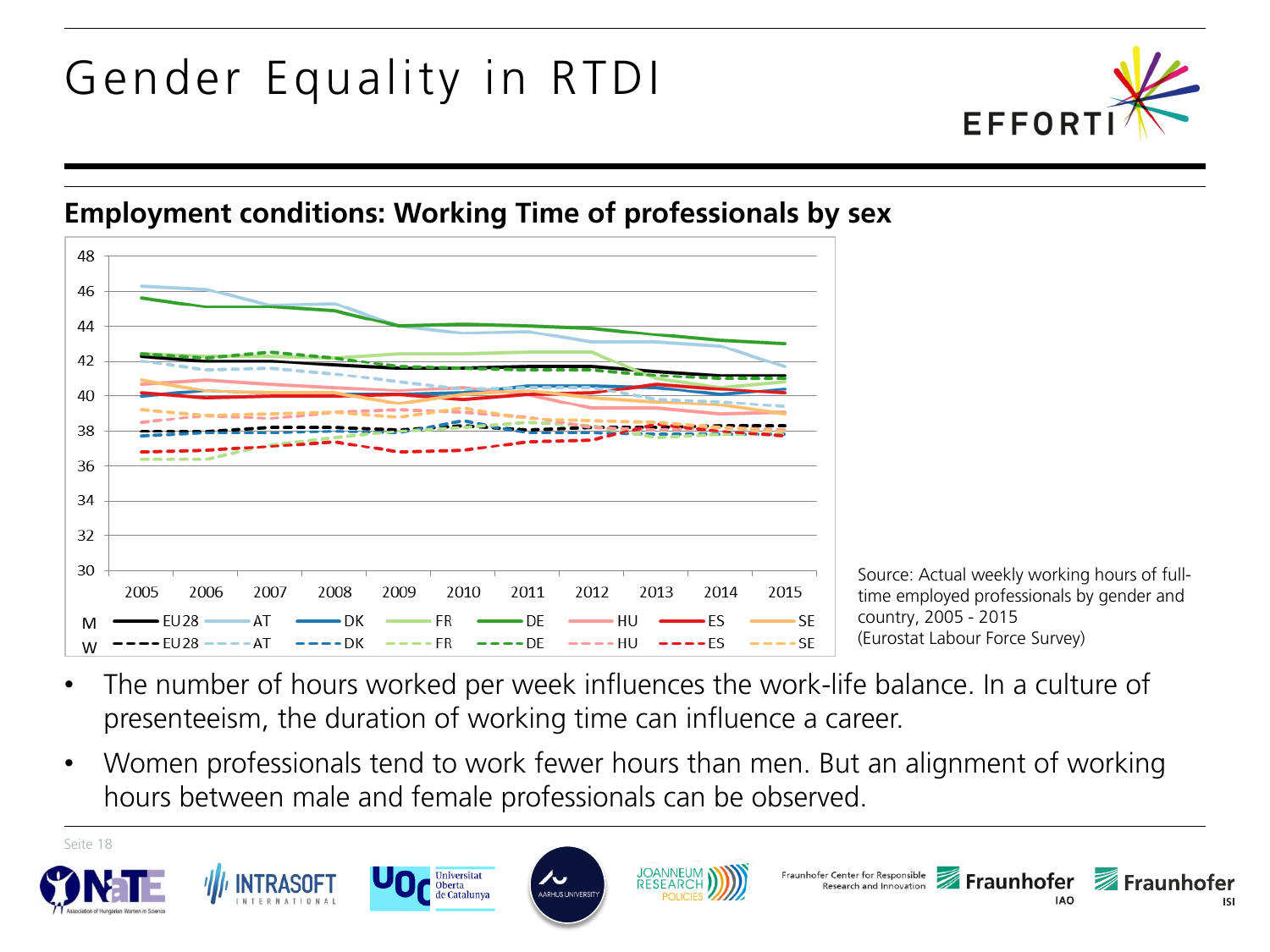# Gender Equality in RTDI

## Employment conditions: Working Time of professionals by sex

Source: Actual weekly working hours of full-time employed professionals by gender and country, 2005 - 2015 (Eurostat Labour Force Survey)

- The number of hours worked per week influences the work-life balance. In a culture of presenteeism, the duration of working time can influence a career.
- Women professionals tend to work fewer hours than men. But an alignment of working hours between male and female professionals can be observed.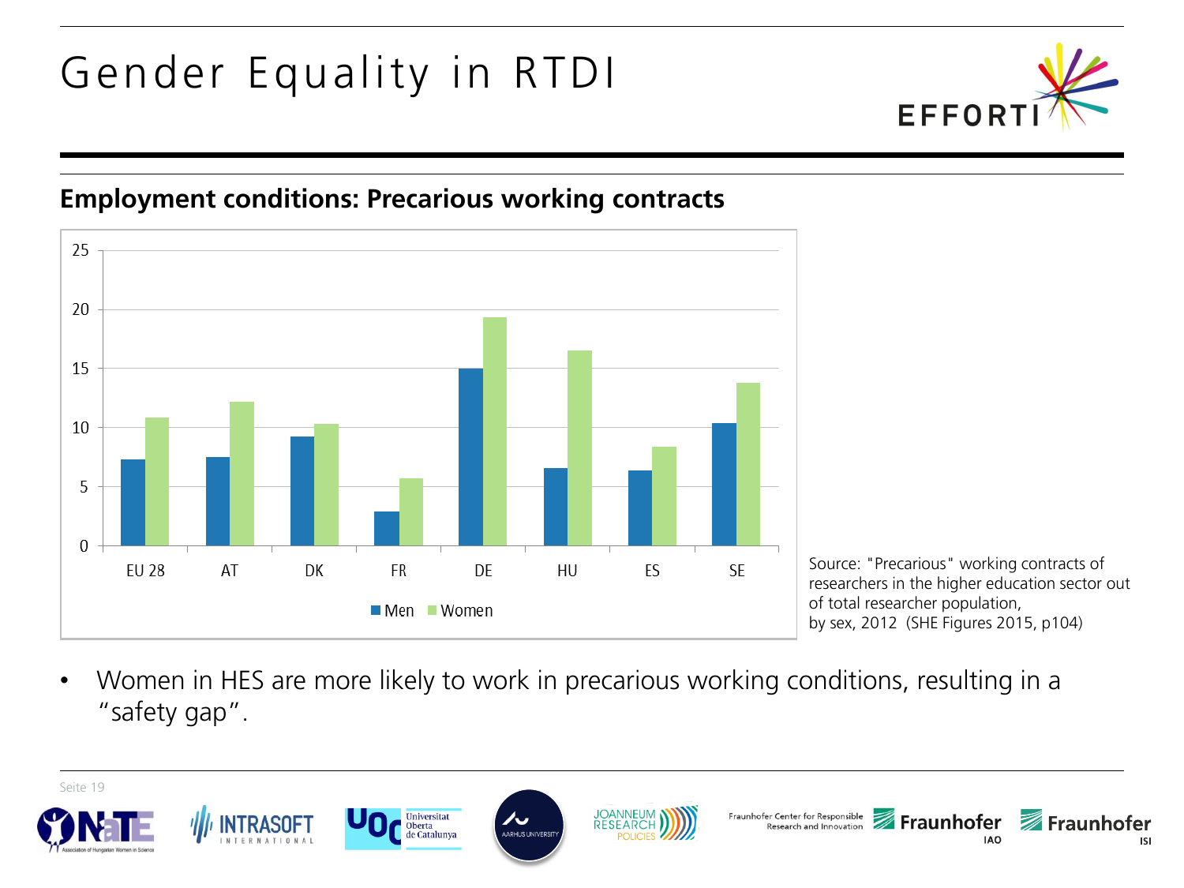# Gender Equality in RTDI

## Employment conditions: Precarious working contracts

Source: "Precarious" working contracts of researchers in the higher education sector out of total researcher population, by sex, 2012 (SHE Figures 2015, p104)

- Women in HES are more likely to work in precarious working conditions, resulting in a "safety gap".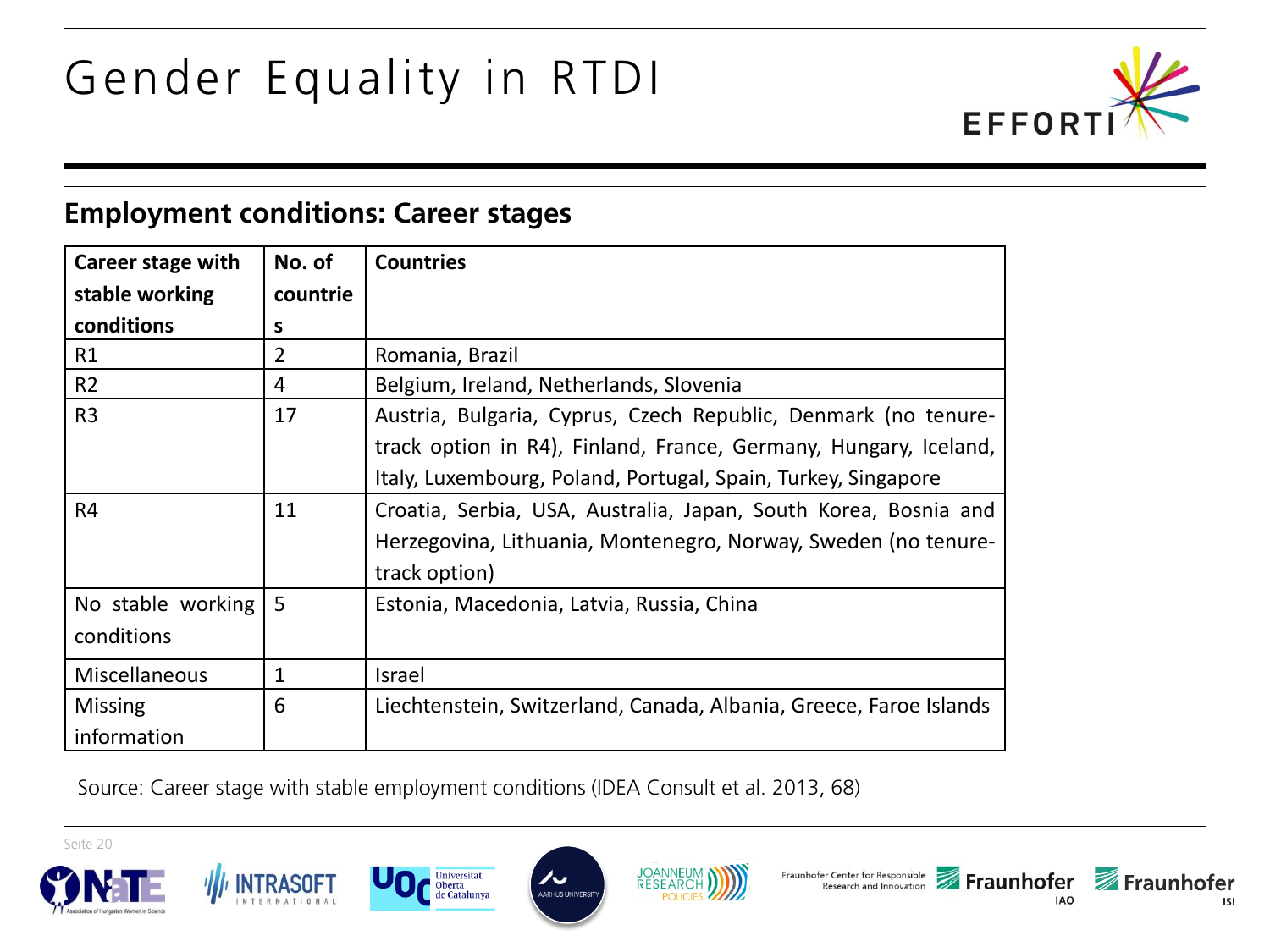# Gender Equality in RTDI

## Employment conditions: Career stages

| Career stage with stable working conditions | No. of countries | Countries |
|---|---|---|
| R1 | 2 | Romania, Brazil |
| R2 | 4 | Belgium, Ireland, Netherlands, Slovenia |
| R3 | 17 | Austria, Bulgaria, Cyprus, Czech Republic, Denmark (no tenure-track option in R4), Finland, France, Germany, Hungary, Iceland, Italy, Luxembourg, Poland, Portugal, Spain, Turkey, Singapore |
| R4 | 11 | Croatia, Serbia, USA, Australia, Japan, South Korea, Bosnia and Herzegovina, Lithuania, Montenegro, Norway, Sweden (no tenure-track option) |
| No stable working conditions | 5 | Estonia, Macedonia, Latvia, Russia, China |
| Miscellaneous | 1 | Israel |
| Missing information | 6 | Liechtenstein, Switzerland, Canada, Albania, Greece, Faroe Islands |

Source: Career stage with stable employment conditions (IDEA Consult et al. 2013, 68)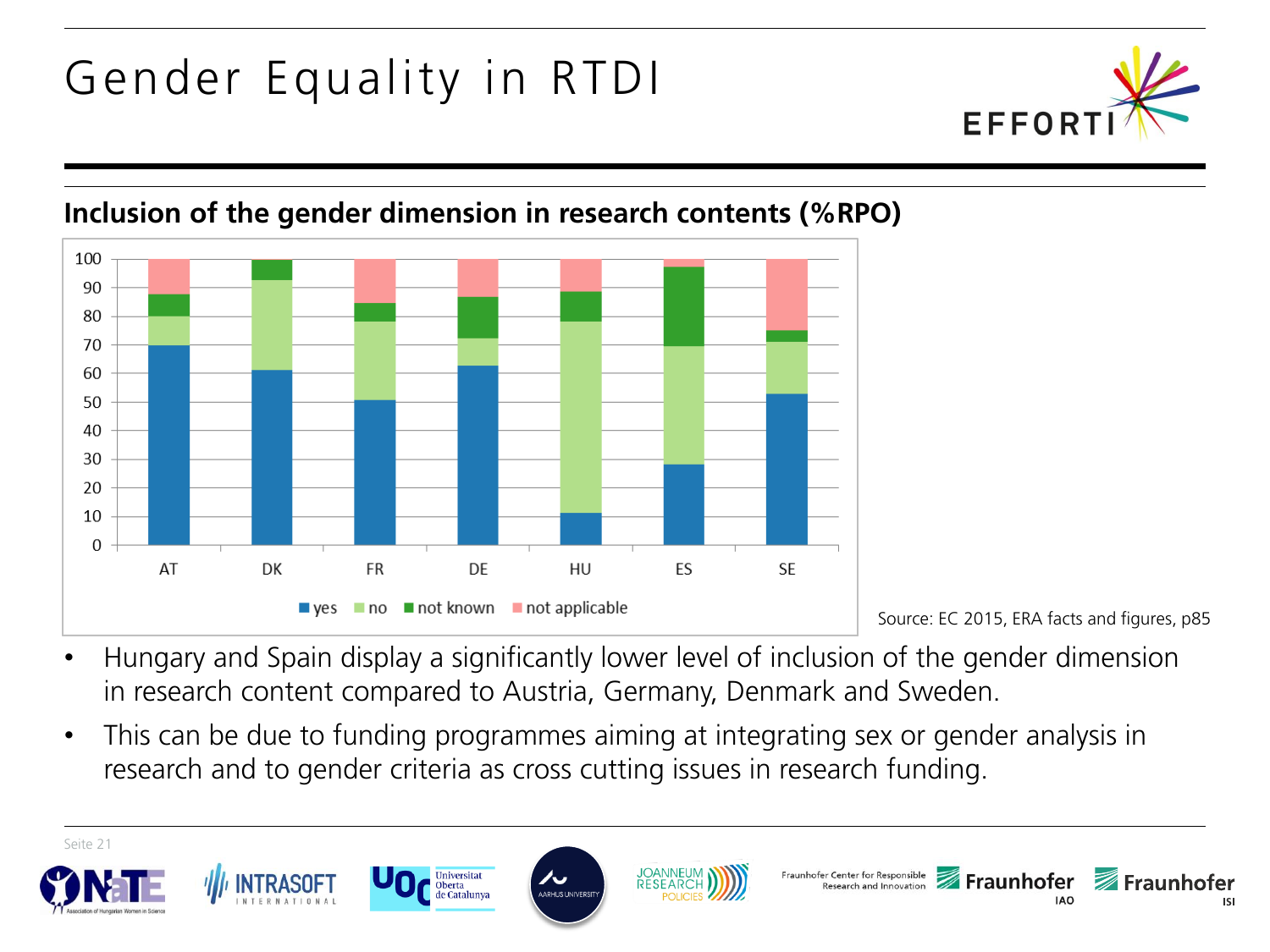# Gender Equality in RTDI

### Inclusion of the gender dimension in research contents (%RPO)

Source: EC 2015, ERA facts and figures, p85

- Hungary and Spain display a significantly lower level of inclusion of the gender dimension in research content compared to Austria, Germany, Denmark and Sweden.
- This can be due to funding programmes aiming at integrating sex or gender analysis in research and to gender criteria as cross cutting issues in research funding.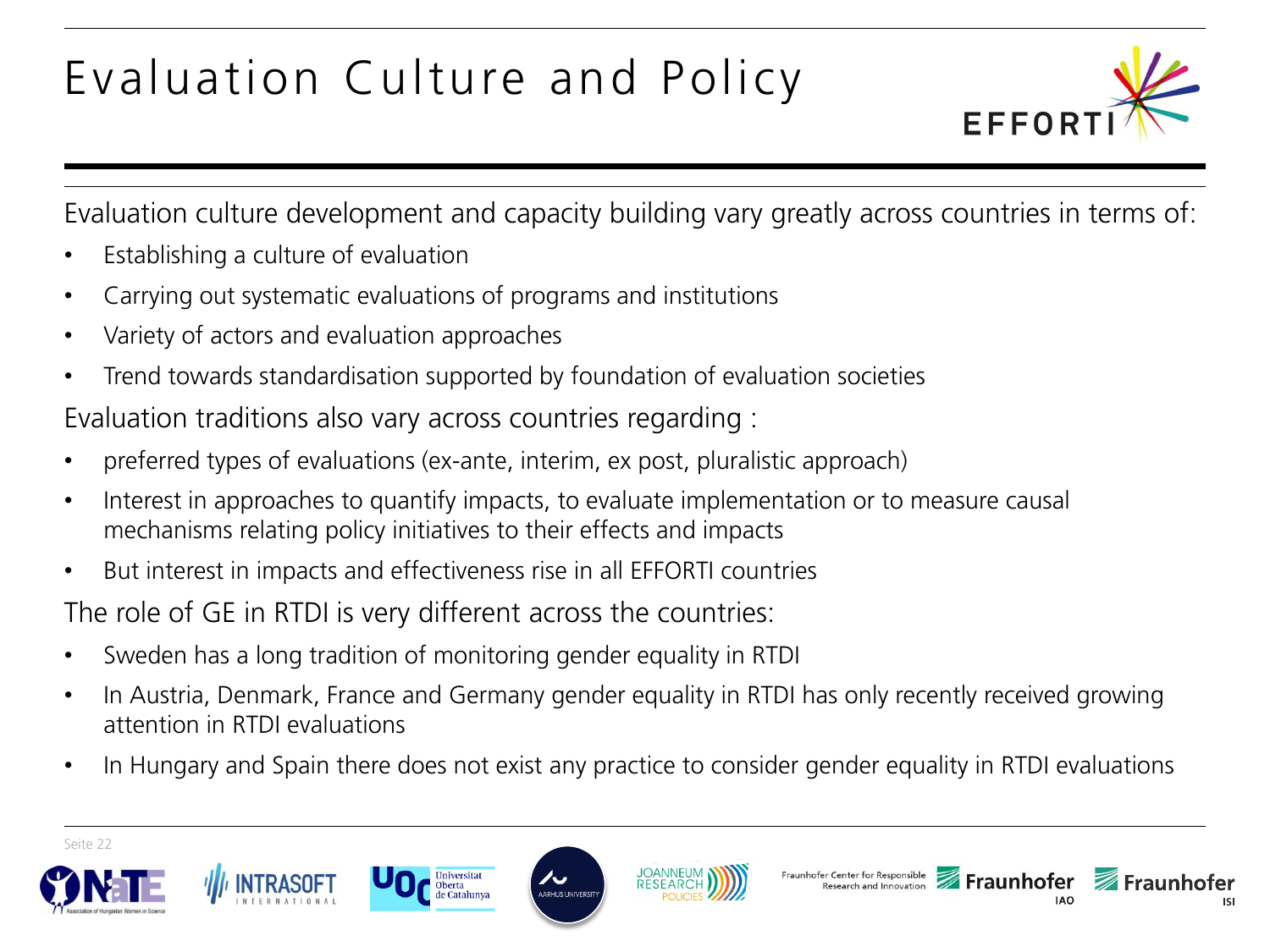# Evaluation Culture and Policy

Evaluation culture development and capacity building vary greatly across countries in terms of:

- Establishing a culture of evaluation
- Carrying out systematic evaluations of programs and institutions
- Variety of actors and evaluation approaches
- Trend towards standardisation supported by foundation of evaluation societies

Evaluation traditions also vary across countries regarding :

- preferred types of evaluations (ex-ante, interim, ex post, pluralistic approach)
- Interest in approaches to quantify impacts, to evaluate implementation or to measure causal mechanisms relating policy initiatives to their effects and impacts
- But interest in impacts and effectiveness rise in all EFFORTI countries

The role of GE in RTDI is very different across the countries:

- Sweden has a long tradition of monitoring gender equality in RTDI
- In Austria, Denmark, France and Germany gender equality in RTDI has only recently received growing attention in RTDI evaluations
- In Hungary and Spain there does not exist any practice to consider gender equality in RTDI evaluations